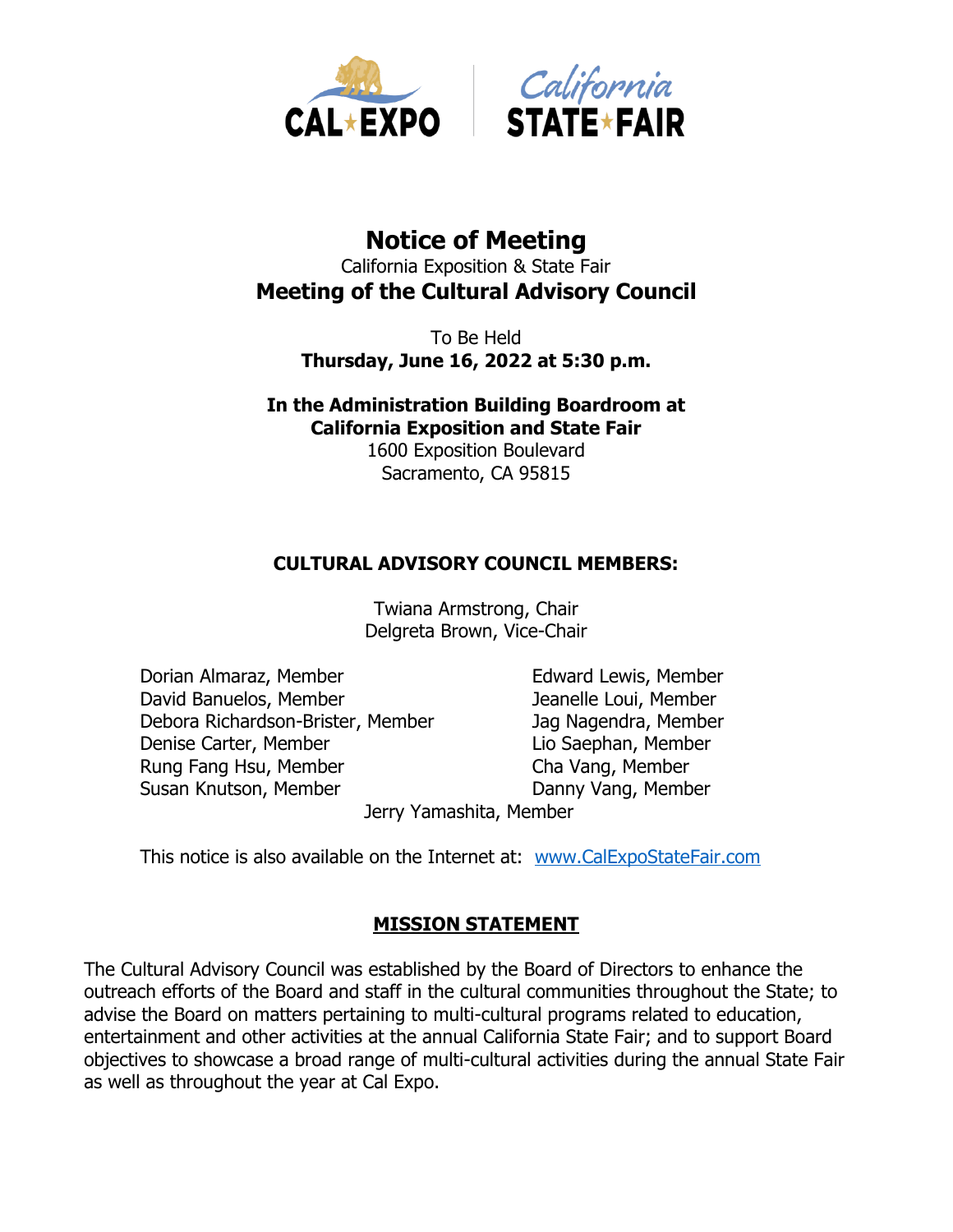# Notice of Meeting

California Exposition & State Fair

## Meeting of the Cultural Advisory Council

To Be Held
**Thursday, June 16, 2022 at 5:30 p.m.**

**In the Administration Building Boardroom at California Exposition and State Fair**
1600 Exposition Boulevard
Sacramento, CA 95815

### CULTURAL ADVISORY COUNCIL MEMBERS:

Twiana Armstrong, Chair
Delgreta Brown, Vice-Chair

Dorian Almaraz, Member
David Banuelos, Member
Debora Richardson-Brister, Member
Denise Carter, Member
Rung Fang Hsu, Member
Susan Knutson, Member
Edward Lewis, Member
Jeanelle Loui, Member
Jag Nagendra, Member
Lio Saephan, Member
Cha Vang, Member
Danny Vang, Member
Jerry Yamashita, Member

This notice is also available on the Internet at: www.CalExpoStateFair.com

### MISSION STATEMENT

The Cultural Advisory Council was established by the Board of Directors to enhance the outreach efforts of the Board and staff in the cultural communities throughout the State; to advise the Board on matters pertaining to multi-cultural programs related to education, entertainment and other activities at the annual California State Fair; and to support Board objectives to showcase a broad range of multi-cultural activities during the annual State Fair as well as throughout the year at Cal Expo.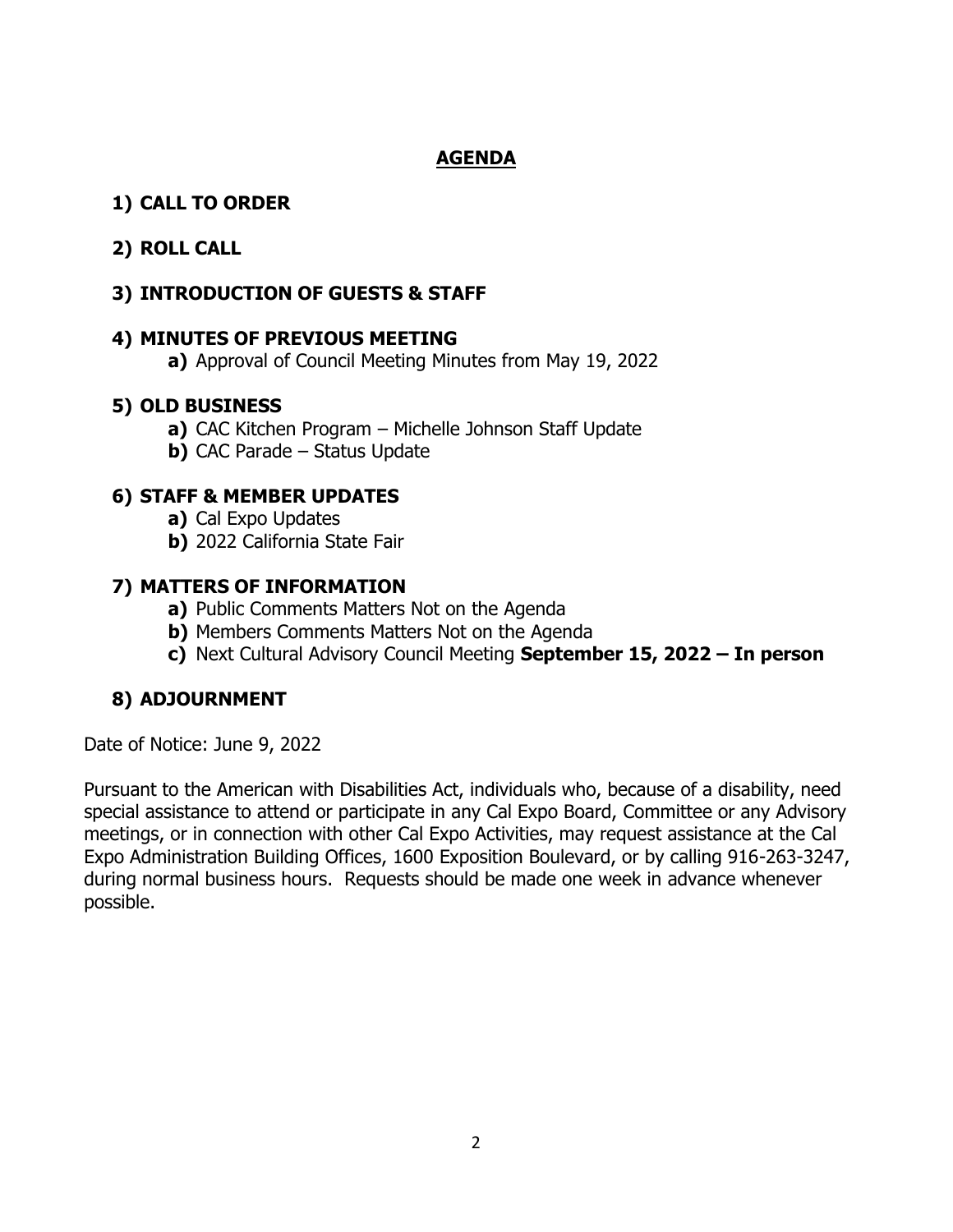## AGENDA

1) **CALL TO ORDER**

2) **ROLL CALL**

3) **INTRODUCTION OF GUESTS & STAFF**

4) **MINUTES OF PREVIOUS MEETING**
   - **a)** Approval of Council Meeting Minutes from May 19, 2022

5) **OLD BUSINESS**
   - **a)** CAC Kitchen Program – Michelle Johnson Staff Update
   - **b)** CAC Parade – Status Update

6) **STAFF & MEMBER UPDATES**
   - **a)** Cal Expo Updates
   - **b)** 2022 California State Fair

7) **MATTERS OF INFORMATION**
   - **a)** Public Comments Matters Not on the Agenda
   - **b)** Members Comments Matters Not on the Agenda
   - **c)** Next Cultural Advisory Council Meeting **September 15, 2022 – In person**

8) **ADJOURNMENT**

Date of Notice: June 9, 2022

Pursuant to the American with Disabilities Act, individuals who, because of a disability, need special assistance to attend or participate in any Cal Expo Board, Committee or any Advisory meetings, or in connection with other Cal Expo Activities, may request assistance at the Cal Expo Administration Building Offices, 1600 Exposition Boulevard, or by calling 916-263-3247, during normal business hours. Requests should be made one week in advance whenever possible.